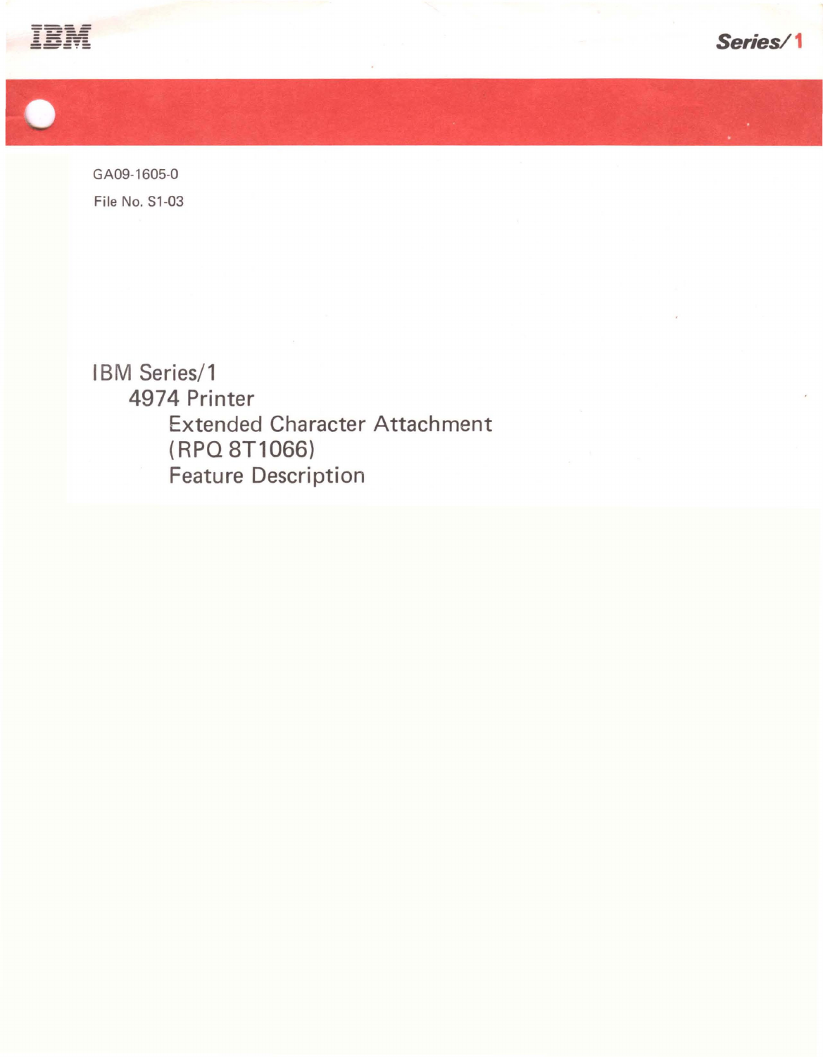IBM

Series/1

GA09-1605-0

File No. S1-03

# IBM Series/1
## 4974 Printer
### Extended Character Attachment
### (RPQ 8T1066)
### Feature Description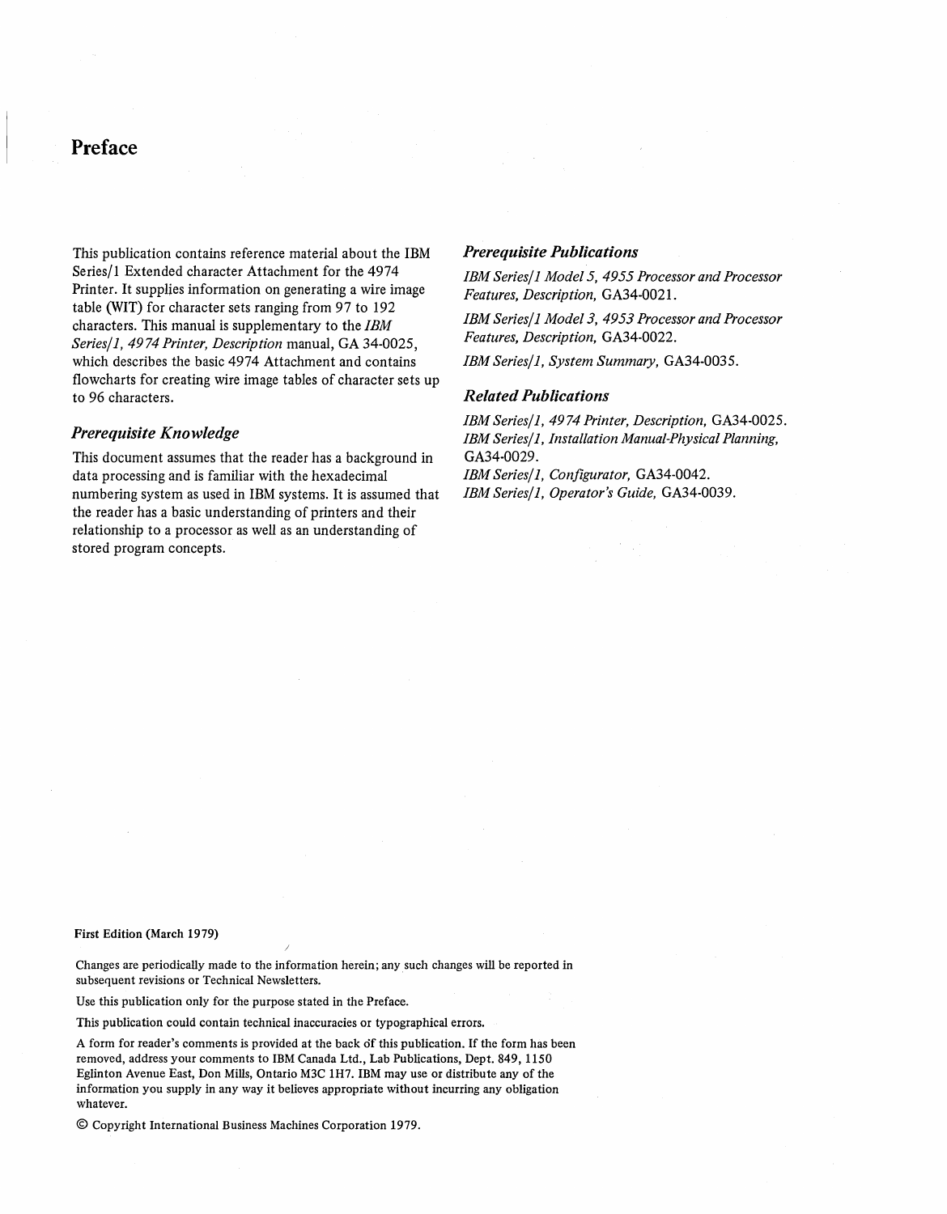# Preface

This publication contains reference material about the IBM Series/1 Extended character Attachment for the 4974 Printer. It supplies information on generating a wire image table (WIT) for character sets ranging from 97 to 192 characters. This manual is supplementary to the *IBM Series/1, 4974 Printer, Description* manual, GA 34-0025, which describes the basic 4974 Attachment and contains flowcharts for creating wire image tables of character sets up to 96 characters.

## *Prerequisite Knowledge*

This document assumes that the reader has a background in data processing and is familiar with the hexadecimal numbering system as used in IBM systems. It is assumed that the reader has a basic understanding of printers and their relationship to a processor as well as an understanding of stored program concepts.

## *Prerequisite Publications*

*IBM Series/1 Model 5, 4955 Processor and Processor Features, Description,* GA34-0021.

*IBM Series/1 Model 3, 4953 Processor and Processor Features, Description,* GA34-0022.

*IBM Series/1, System Summary,* GA34-0035.

## *Related Publications*

*IBM Series/1, 4974 Printer, Description,* GA34-0025.
*IBM Series/1, Installation Manual-Physical Planning,* GA34-0029.
*IBM Series/1, Configurator,* GA34-0042.
*IBM Series/1, Operator's Guide,* GA34-0039.

**First Edition (March 1979)**

Changes are periodically made to the information herein; any such changes will be reported in subsequent revisions or Technical Newsletters.

Use this publication only for the purpose stated in the Preface.

This publication could contain technical inaccuracies or typographical errors.

A form for reader's comments is provided at the back of this publication. If the form has been removed, address your comments to IBM Canada Ltd., Lab Publications, Dept. 849, 1150 Eglinton Avenue East, Don Mills, Ontario M3C 1H7. IBM may use or distribute any of the information you supply in any way it believes appropriate without incurring any obligation whatever.

© Copyright International Business Machines Corporation 1979.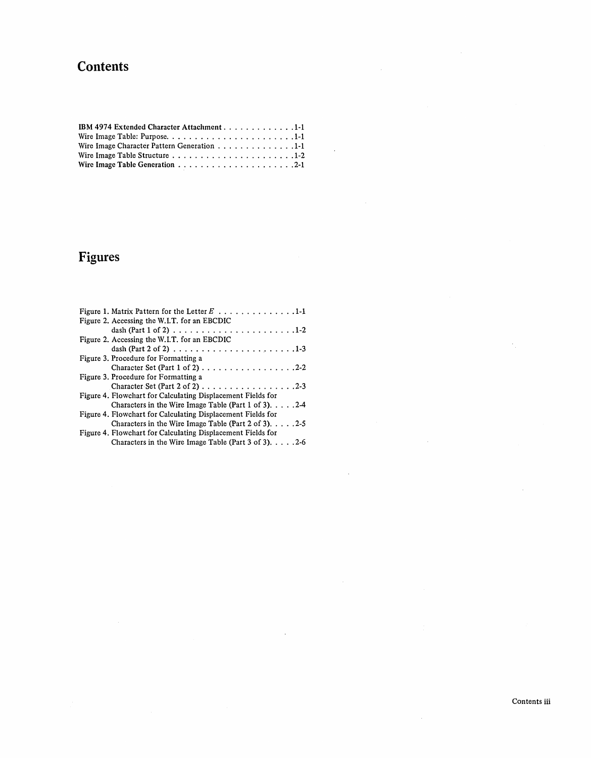# Contents

**IBM 4974 Extended Character Attachment** . . . . . . . . . . . . . 1-1
Wire Image Table: Purpose. . . . . . . . . . . . . . . . . . . . . . . . 1-1
Wire Image Character Pattern Generation . . . . . . . . . . . . . . 1-1
Wire Image Table Structure . . . . . . . . . . . . . . . . . . . . . . . 1-2
Wire Image Table Generation . . . . . . . . . . . . . . . . . . . . . . 2-1

# Figures

Figure 1. Matrix Pattern for the Letter *E* . . . . . . . . . . . . . . 1-1
Figure 2. Accessing the W.I.T. for an EBCDIC dash (Part 1 of 2) . . . . . . . . . . . . . . . . . . . . . . 1-2
Figure 2. Accessing the W.I.T. for an EBCDIC dash (Part 2 of 2) . . . . . . . . . . . . . . . . . . . . . . 1-3
Figure 3. Procedure for Formatting a Character Set (Part 1 of 2) . . . . . . . . . . . . . . . . . 2-2
Figure 3. Procedure for Formatting a Character Set (Part 2 of 2) . . . . . . . . . . . . . . . . . 2-3
Figure 4. Flowchart for Calculating Displacement Fields for Characters in the Wire Image Table (Part 1 of 3). . . . . 2-4
Figure 4. Flowchart for Calculating Displacement Fields for Characters in the Wire Image Table (Part 2 of 3). . . . . 2-5
Figure 4. Flowchart for Calculating Displacement Fields for Characters in the Wire Image Table (Part 3 of 3). . . . . 2-6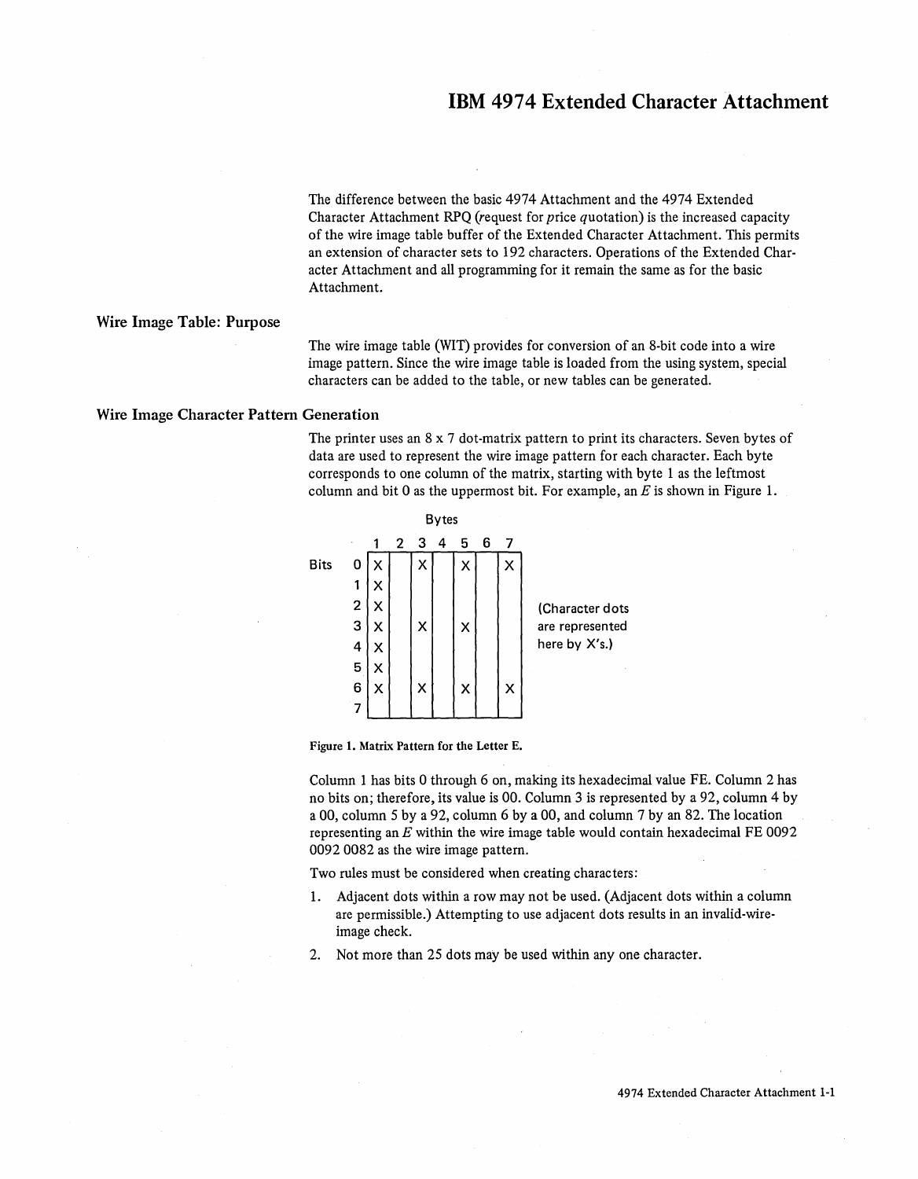# IBM 4974 Extended Character Attachment

The difference between the basic 4974 Attachment and the 4974 Extended Character Attachment RPQ (*r*equest for *p*rice *q*uotation) is the increased capacity of the wire image table buffer of the Extended Character Attachment. This permits an extension of character sets to 192 characters. Operations of the Extended Character Attachment and all programming for it remain the same as for the basic Attachment.

## Wire Image Table: Purpose

The wire image table (WIT) provides for conversion of an 8-bit code into a wire image pattern. Since the wire image table is loaded from the using system, special characters can be added to the table, or new tables can be generated.

## Wire Image Character Pattern Generation

The printer uses an 8 x 7 dot-matrix pattern to print its characters. Seven bytes of data are used to represent the wire image pattern for each character. Each byte corresponds to one column of the matrix, starting with byte 1 as the leftmost column and bit 0 as the uppermost bit. For example, an *E* is shown in Figure 1.

| | Bytes | | | | | | |
|---|---|---|---|---|---|---|---|
| | 1 | 2 | 3 | 4 | 5 | 6 | 7 |
| Bits 0 | X | | X | | X | | X |
| 1 | X | | | | | | |
| 2 | X | | | | | | |
| 3 | X | | X | | X | | |
| 4 | X | | | | | | |
| 5 | X | | | | | | |
| 6 | X | | X | | X | | X |
| 7 | | | | | | | |

(Character dots are represented here by X's.)

**Figure 1. Matrix Pattern for the Letter E.**

Column 1 has bits 0 through 6 on, making its hexadecimal value FE. Column 2 has no bits on; therefore, its value is 00. Column 3 is represented by a 92, column 4 by a 00, column 5 by a 92, column 6 by a 00, and column 7 by an 82. The location representing an *E* within the wire image table would contain hexadecimal FE 0092 0092 0082 as the wire image pattern.

Two rules must be considered when creating characters:

1. Adjacent dots within a row may not be used. (Adjacent dots within a column are permissible.) Attempting to use adjacent dots results in an invalid-wire-image check.
2. Not more than 25 dots may be used within any one character.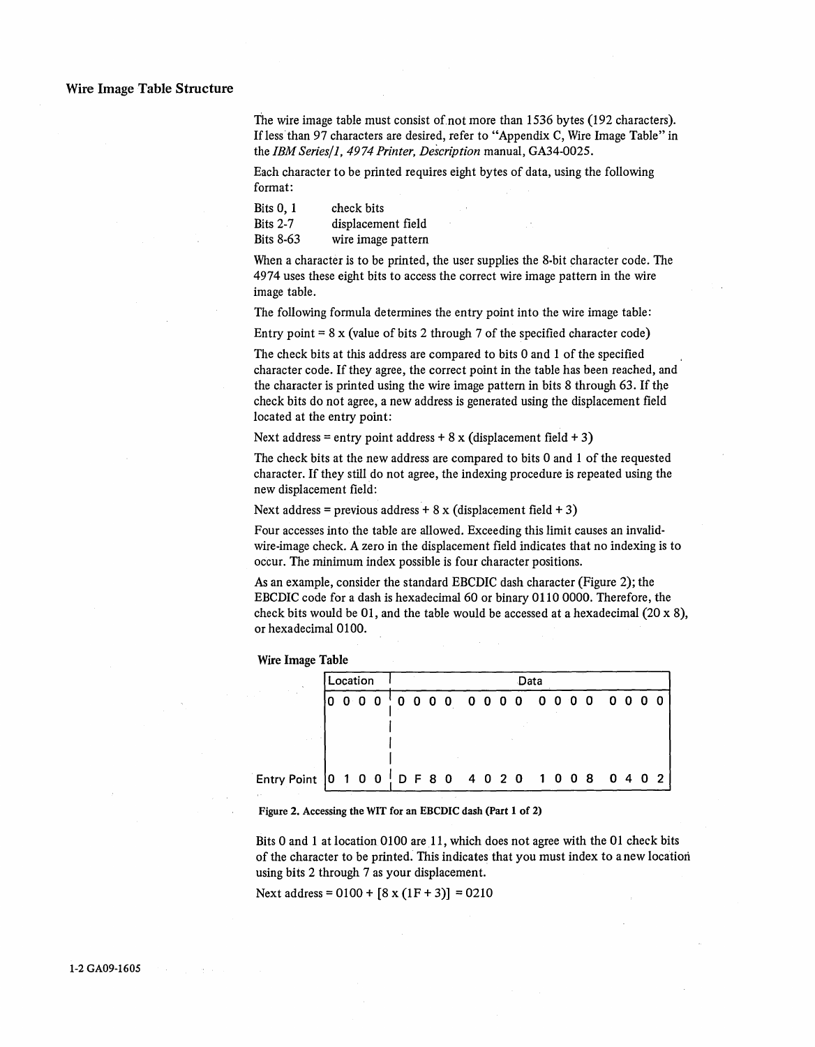## Wire Image Table Structure

The wire image table must consist of not more than 1536 bytes (192 characters). If less than 97 characters are desired, refer to "Appendix C, Wire Image Table" in the *IBM Series/1, 4974 Printer, Description* manual, GA34-0025.

Each character to be printed requires eight bytes of data, using the following format:

| | |
|---|---|
| Bits 0, 1 | check bits |
| Bits 2-7 | displacement field |
| Bits 8-63 | wire image pattern |

When a character is to be printed, the user supplies the 8-bit character code. The 4974 uses these eight bits to access the correct wire image pattern in the wire image table.

The following formula determines the entry point into the wire image table:

Entry point = 8 x (value of bits 2 through 7 of the specified character code)

The check bits at this address are compared to bits 0 and 1 of the specified character code. If they agree, the correct point in the table has been reached, and the character is printed using the wire image pattern in bits 8 through 63. If the check bits do not agree, a new address is generated using the displacement field located at the entry point:

Next address = entry point address + 8 x (displacement field + 3)

The check bits at the new address are compared to bits 0 and 1 of the requested character. If they still do not agree, the indexing procedure is repeated using the new displacement field:

Next address = previous address + 8 x (displacement field + 3)

Four accesses into the table are allowed. Exceeding this limit causes an invalid-wire-image check. A zero in the displacement field indicates that no indexing is to occur. The minimum index possible is four character positions.

As an example, consider the standard EBCDIC dash character (Figure 2); the EBCDIC code for a dash is hexadecimal 60 or binary 0110 0000. Therefore, the check bits would be 01, and the table would be accessed at a hexadecimal (20 x 8), or hexadecimal 0100.

**Wire Image Table**

| | Location | Data |
|---|---|---|
| | 0 0 0 0 | 0 0 0 0 &nbsp; 0 0 0 0 &nbsp; 0 0 0 0 &nbsp; 0 0 0 0 |
| Entry Point | 0 1 0 0 | D F 8 0 &nbsp; 4 0 2 0 &nbsp; 1 0 0 8 &nbsp; 0 4 0 2 |

**Figure 2. Accessing the WIT for an EBCDIC dash (Part 1 of 2)**

Bits 0 and 1 at location 0100 are 11, which does not agree with the 01 check bits of the character to be printed. This indicates that you must index to a new location using bits 2 through 7 as your displacement.

Next address = 0100 + [8 x (1F + 3)] = 0210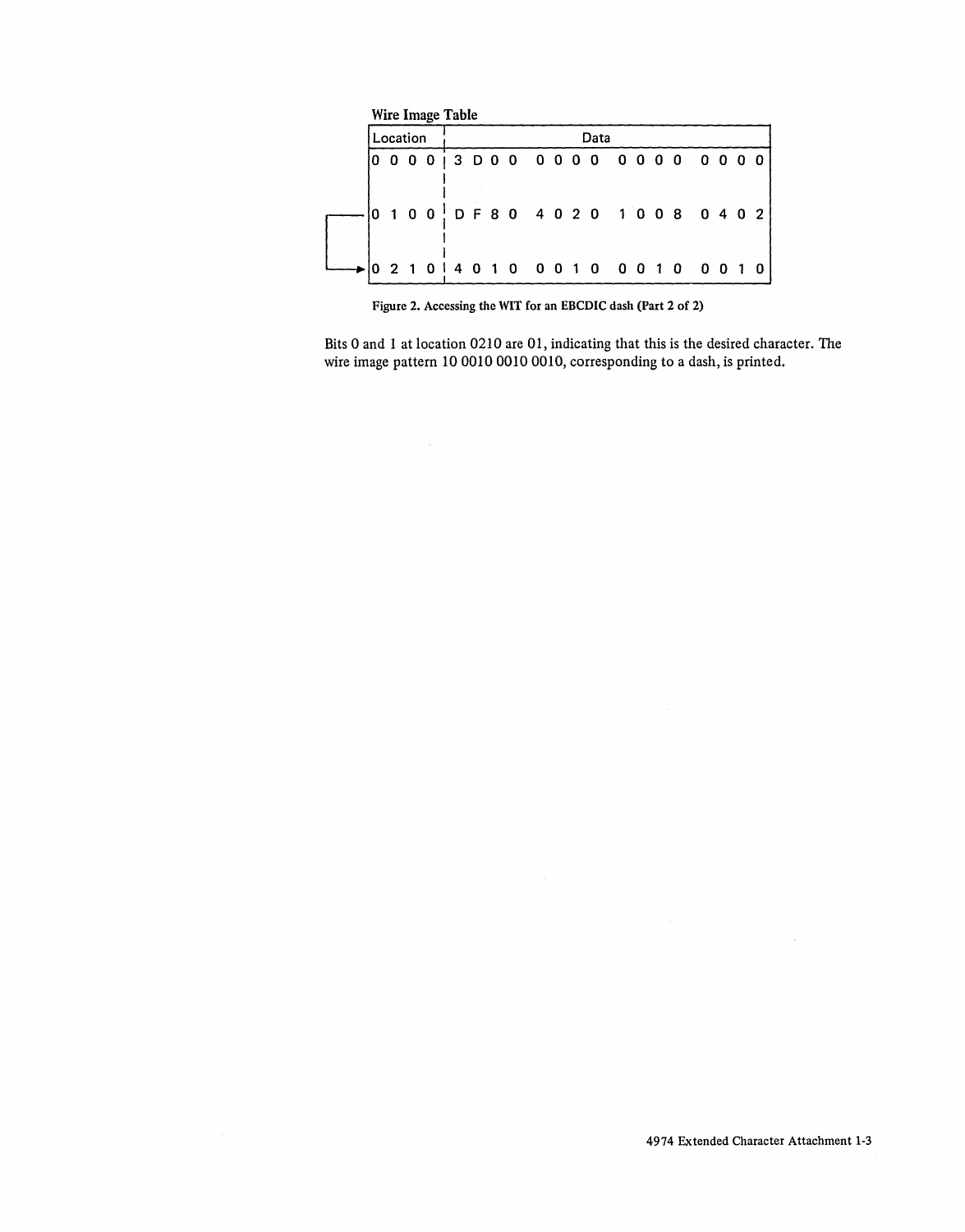**Wire Image Table**

| Location | Data | | | |
|---|---|---|---|---|
| 0 0 0 0 | 3 D 0 0 | 0 0 0 0 | 0 0 0 0 | 0 0 0 0 |
| 0 1 0 0 | D F 8 0 | 4 0 2 0 | 1 0 0 8 | 0 4 0 2 |
| 0 2 1 0 | 4 0 1 0 | 0 0 1 0 | 0 0 1 0 | 0 0 1 0 |

Figure 2. Accessing the WIT for an EBCDIC dash (Part 2 of 2)

Bits 0 and 1 at location 0210 are 01, indicating that this is the desired character. The wire image pattern 10 0010 0010 0010, corresponding to a dash, is printed.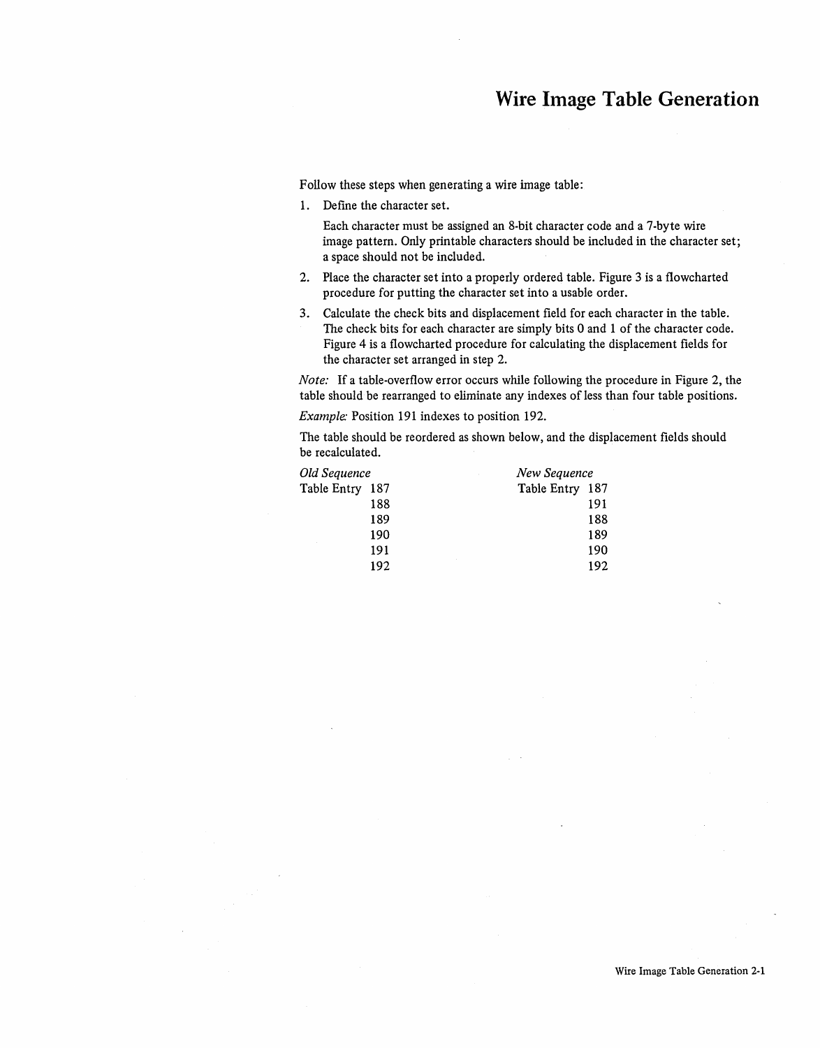# Wire Image Table Generation

Follow these steps when generating a wire image table:

1. Define the character set.

   Each character must be assigned an 8-bit character code and a 7-byte wire image pattern. Only printable characters should be included in the character set; a space should not be included.

2. Place the character set into a properly ordered table. Figure 3 is a flowcharted procedure for putting the character set into a usable order.

3. Calculate the check bits and displacement field for each character in the table. The check bits for each character are simply bits 0 and 1 of the character code. Figure 4 is a flowcharted procedure for calculating the displacement fields for the character set arranged in step 2.

*Note:* If a table-overflow error occurs while following the procedure in Figure 2, the table should be rearranged to eliminate any indexes of less than four table positions.

*Example:* Position 191 indexes to position 192.

The table should be reordered as shown below, and the displacement fields should be recalculated.

| *Old Sequence* | | *New Sequence* | |
|---|---|---|---|
| Table Entry | 187 | Table Entry | 187 |
| | 188 | | 191 |
| | 189 | | 188 |
| | 190 | | 189 |
| | 191 | | 190 |
| | 192 | | 192 |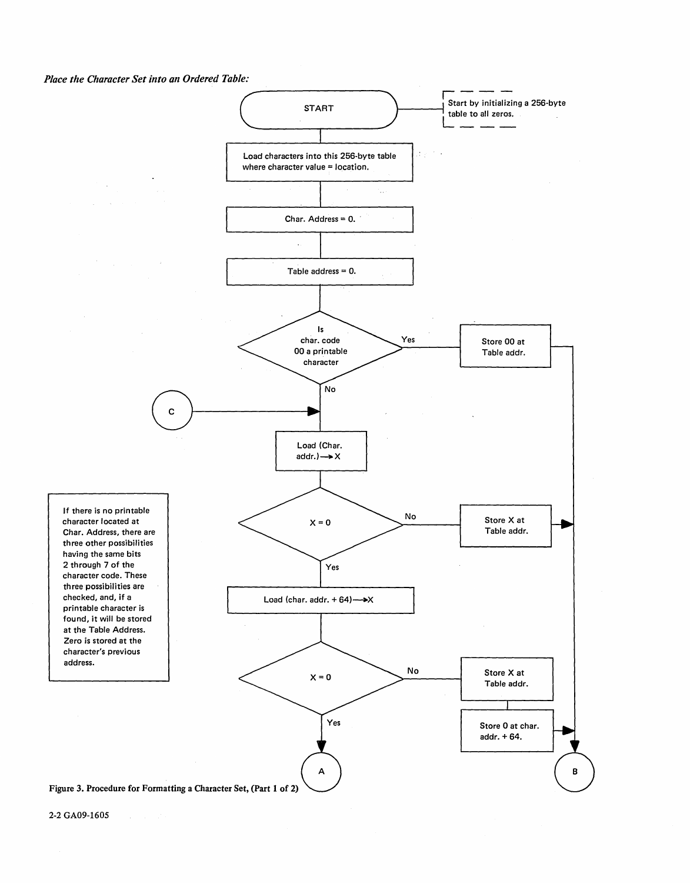*Place the Character Set into an Ordered Table:*

START

Start by initializing a 256-byte table to all zeros.

Load characters into this 256-byte table where character value = location.

Char. Address = 0.

Table address = 0.

Is char. code 00 a printable character

Yes

Store 00 at Table addr.

No

C

Load (Char. addr.)→X

X = 0

No

Store X at Table addr.

Yes

Load (char. addr. + 64)→X

X = 0

No

Store X at Table addr.

Store 0 at char. addr. + 64.

Yes

A

B

If there is no printable character located at Char. Address, there are three other possibilities having the same bits 2 through 7 of the character code. These three possibilities are checked, and, if a printable character is found, it will be stored at the Table Address. Zero is stored at the character's previous address.

**Figure 3. Procedure for Formatting a Character Set, (Part 1 of 2)**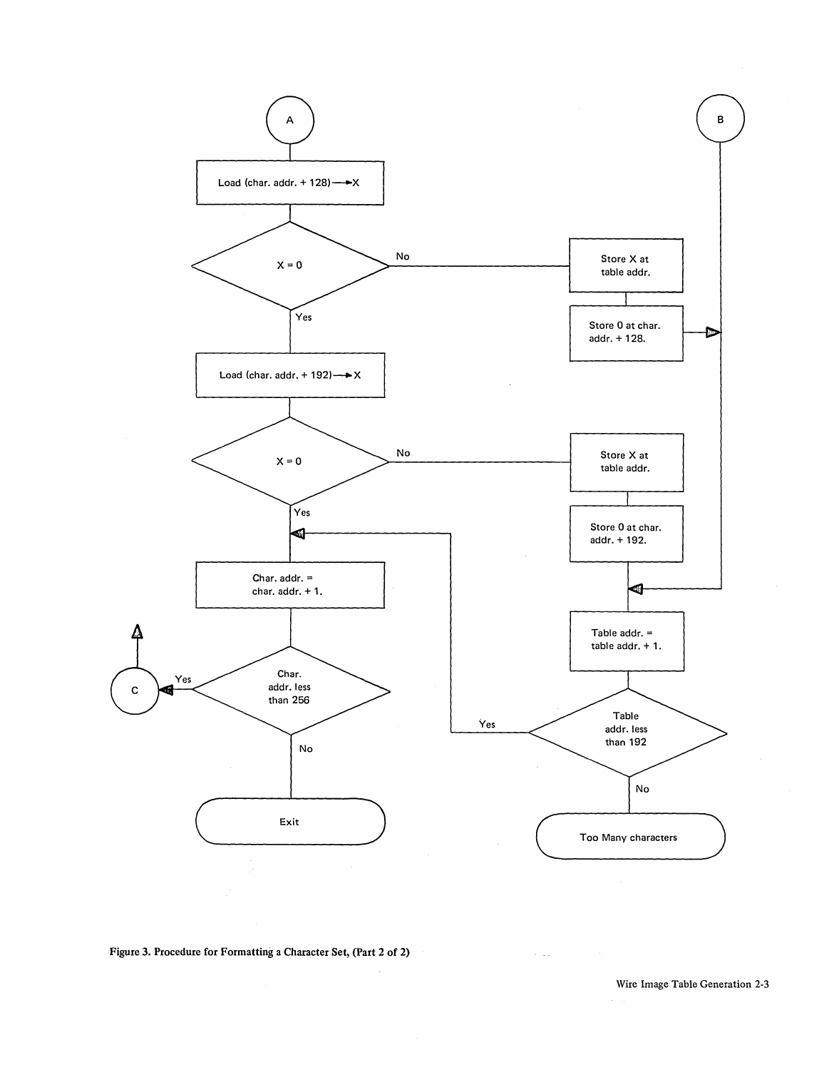A

Load (char. addr. + 128) → X

X = 0

No

Store X at table addr.

Store 0 at char. addr. + 128.

Yes

Load (char. addr. + 192) → X

X = 0

No

Store X at table addr.

Store 0 at char. addr. + 192.

Yes

Char. addr. = char. addr. + 1.

Char. addr. less than 256

Yes

C

No

Exit

B

Table addr. = table addr. + 1.

Table addr. less than 192

Yes

No

Too Many characters

**Figure 3. Procedure for Formatting a Character Set, (Part 2 of 2)**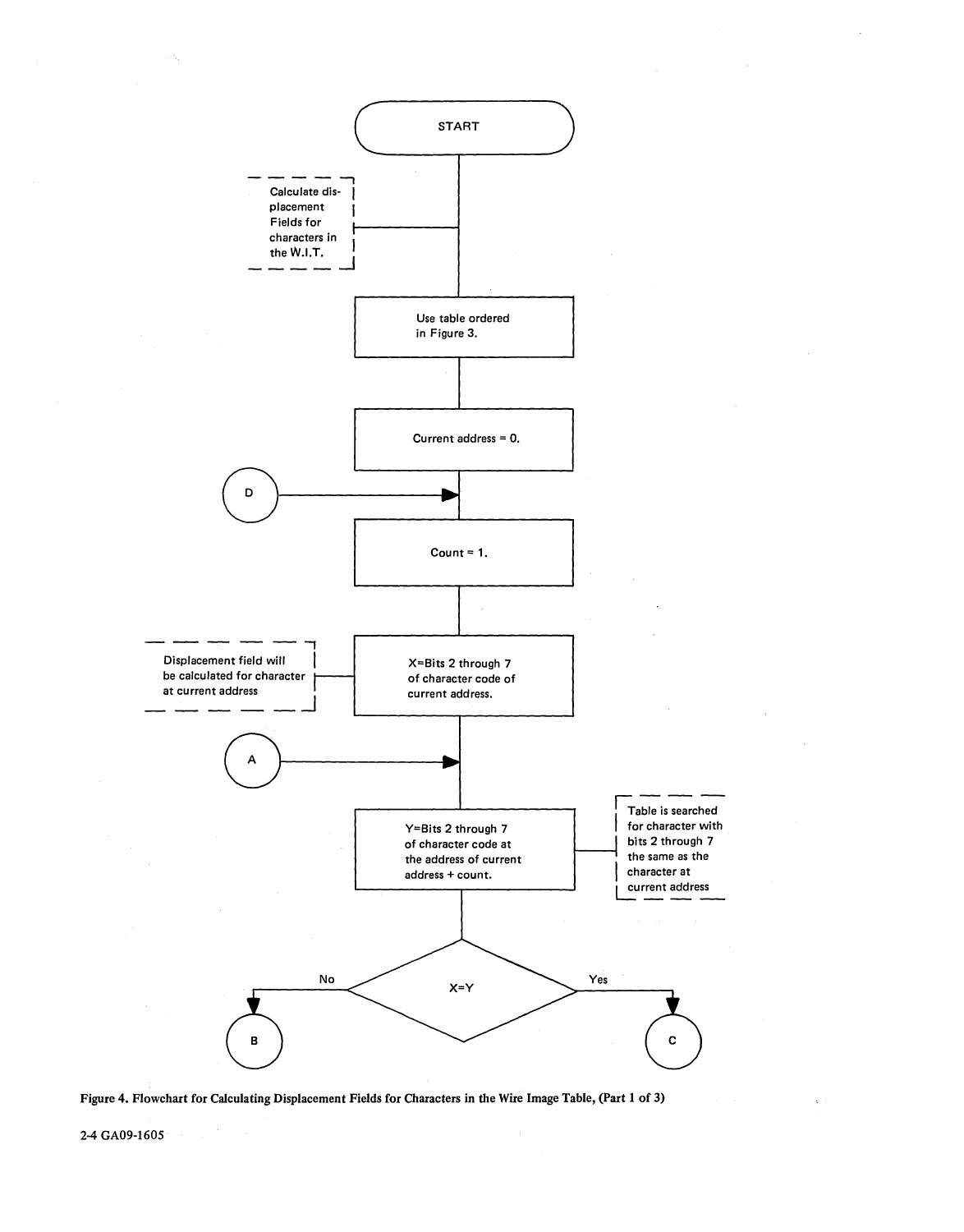START

Calculate displacement Fields for characters in the W.I.T.

Use table ordered in Figure 3.

Current address = 0.

D

Count = 1.

Displacement field will be calculated for character at current address

X=Bits 2 through 7 of character code of current address.

A

Y=Bits 2 through 7 of character code at the address of current address + count.

Table is searched for character with bits 2 through 7 the same as the character at current address

X=Y

No

Yes

B

C

**Figure 4. Flowchart for Calculating Displacement Fields for Characters in the Wire Image Table, (Part 1 of 3)**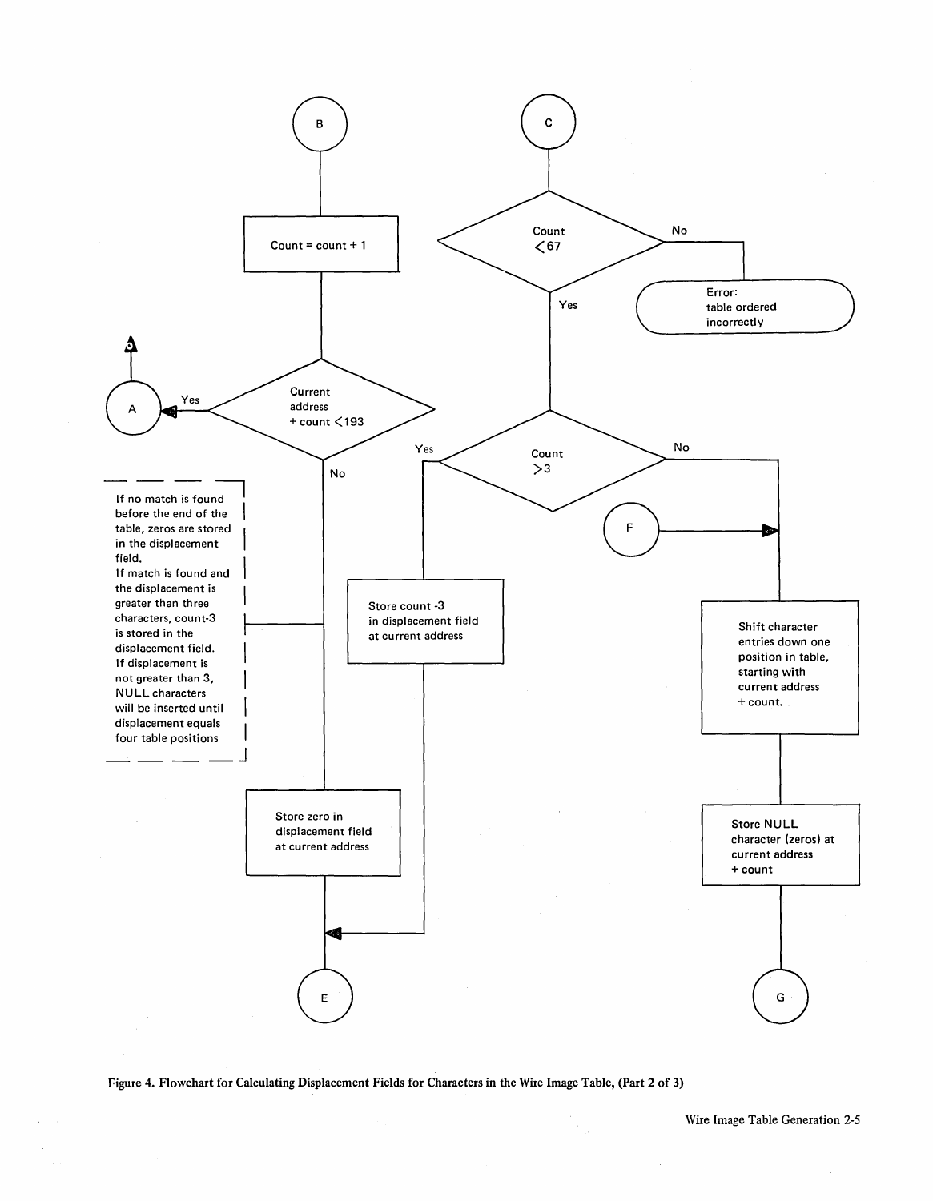B

Count = count + 1

Current address + count <193

Yes

A

No

If no match is found before the end of the table, zeros are stored in the displacement field.
If match is found and the displacement is greater than three characters, count-3 is stored in the displacement field.
If displacement is not greater than 3, NULL characters will be inserted until displacement equals four table positions

Store zero in displacement field at current address

E

C

Count <67

No

Error: table ordered incorrectly

Yes

Count >3

Yes

No

Store count -3 in displacement field at current address

F

Shift character entries down one position in table, starting with current address + count.

Store NULL character (zeros) at current address + count

G

**Figure 4. Flowchart for Calculating Displacement Fields for Characters in the Wire Image Table, (Part 2 of 3)**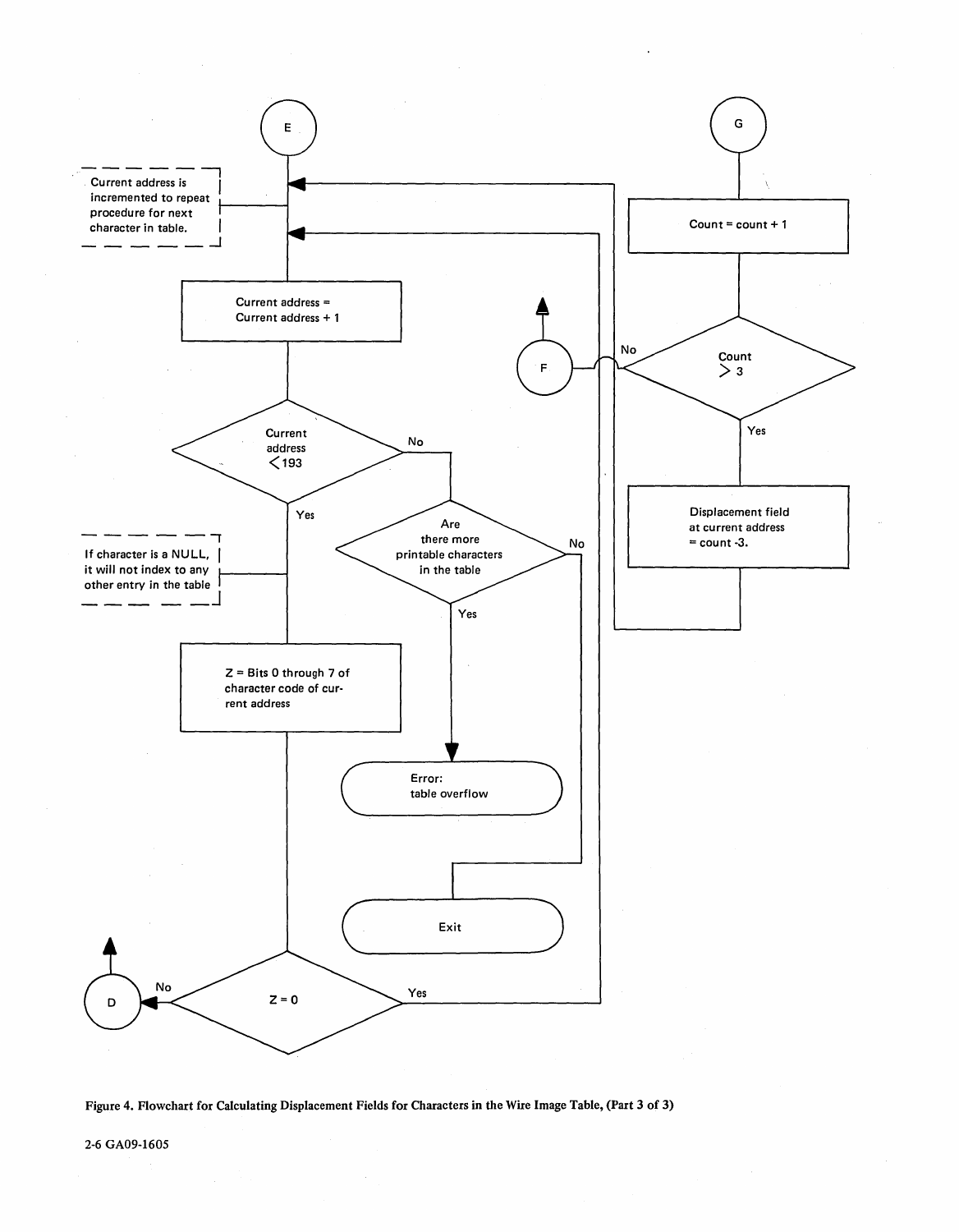E

G

Current address is incremented to repeat procedure for next character in table.

Count = count + 1

Current address = Current address + 1

F

No

Count > 3

Yes

Current address < 193

No

Displacement field at current address = count -3.

Yes

Are there more printable characters in the table

No

If character is a NULL, it will not index to any other entry in the table

Yes

Z = Bits 0 through 7 of character code of current address

Error: table overflow

Exit

D

No

Z = 0

Yes

**Figure 4. Flowchart for Calculating Displacement Fields for Characters in the Wire Image Table, (Part 3 of 3)**

2-6 GA09-1605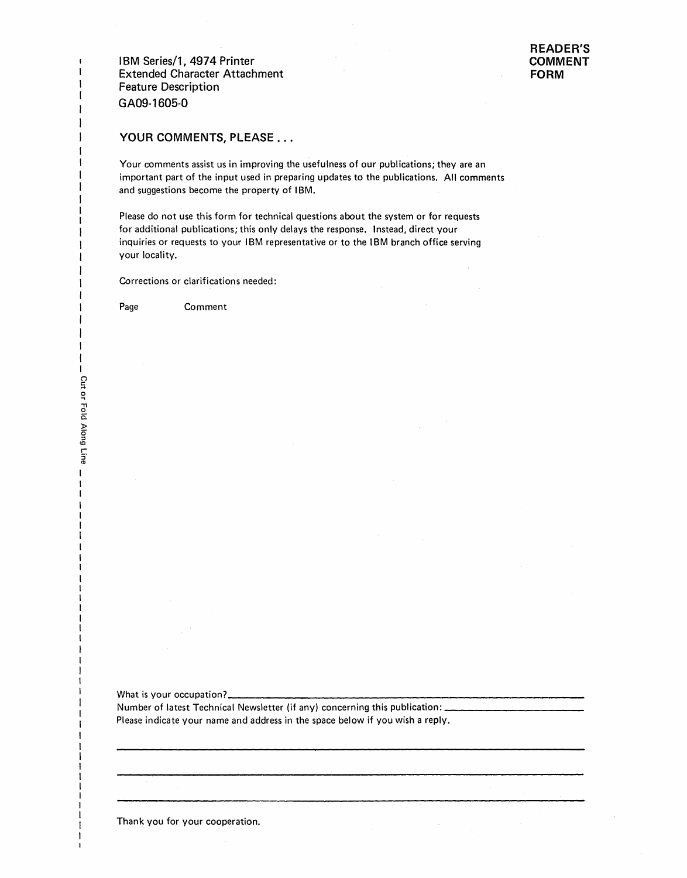IBM Series/1, 4974 Printer
Extended Character Attachment
Feature Description
GA09-1605-0

**READER'S COMMENT FORM**

## YOUR COMMENTS, PLEASE . . .

Your comments assist us in improving the usefulness of our publications; they are an important part of the input used in preparing updates to the publications. All comments and suggestions become the property of IBM.

Please do not use this form for technical questions about the system or for requests for additional publications; this only delays the response. Instead, direct your inquiries or requests to your IBM representative or to the IBM branch office serving your locality.

Corrections or clarifications needed:

Page Comment

Cut or Fold Along Line

What is your occupation? ______________________________

Number of latest Technical Newsletter (if any) concerning this publication: ______________

Please indicate your name and address in the space below if you wish a reply.

______________________________

______________________________

______________________________

Thank you for your cooperation.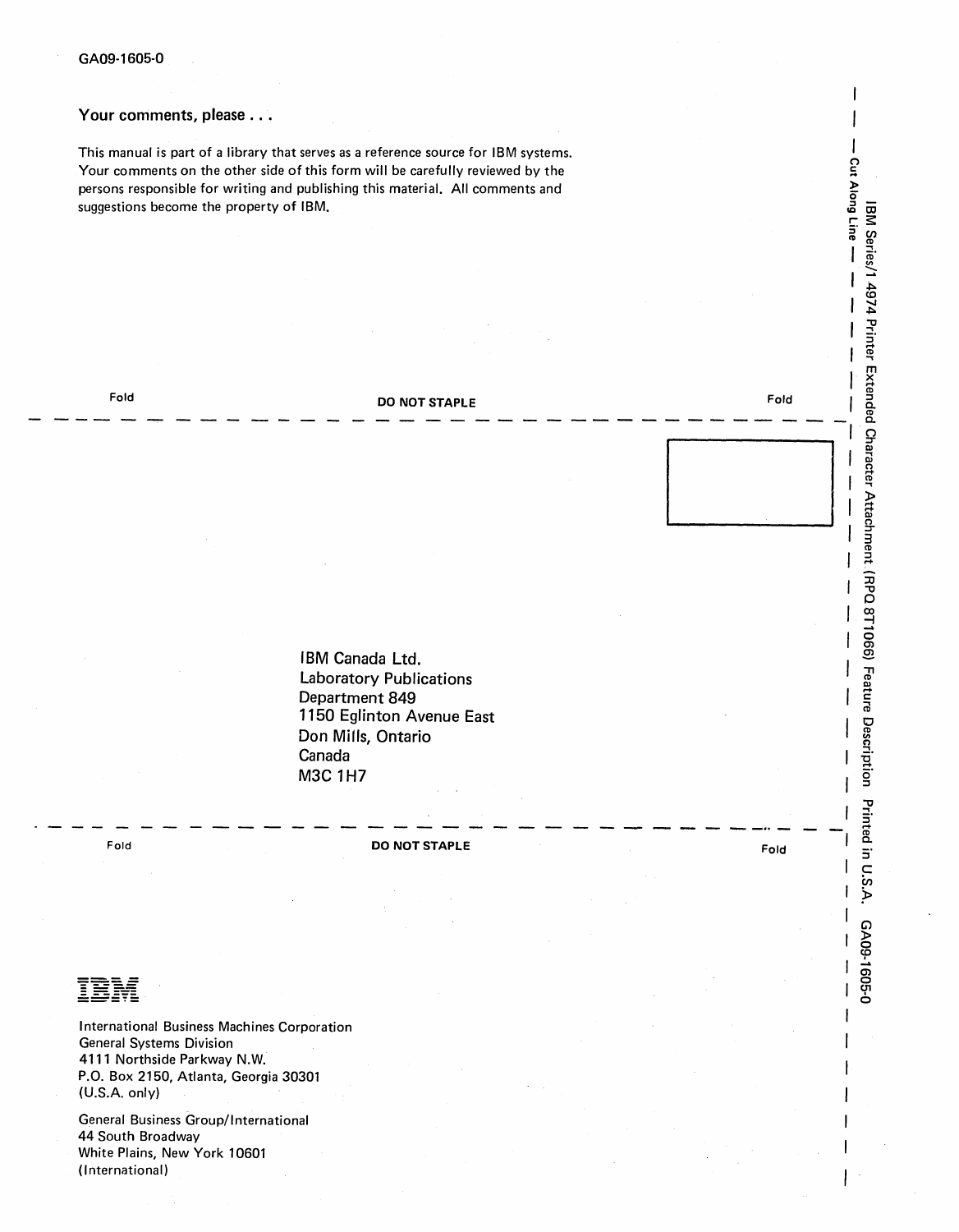GA09-1605-0

**Your comments, please . . .**

This manual is part of a library that serves as a reference source for IBM systems. Your comments on the other side of this form will be carefully reviewed by the persons responsible for writing and publishing this material. All comments and suggestions become the property of IBM.

Fold — DO NOT STAPLE — Fold

IBM Canada Ltd.
Laboratory Publications
Department 849
1150 Eglinton Avenue East
Don Mills, Ontario
Canada
M3C 1H7

Fold — DO NOT STAPLE — Fold

IBM

International Business Machines Corporation
General Systems Division
4111 Northside Parkway N.W.
P.O. Box 2150, Atlanta, Georgia 30301
(U.S.A. only)

General Business Group/International
44 South Broadway
White Plains, New York 10601
(International)

— Cut Along Line —

IBM Series/1 4974 Printer Extended Character Attachment (RPQ 8T1066) Feature Description Printed in U.S.A. GA09-1605-0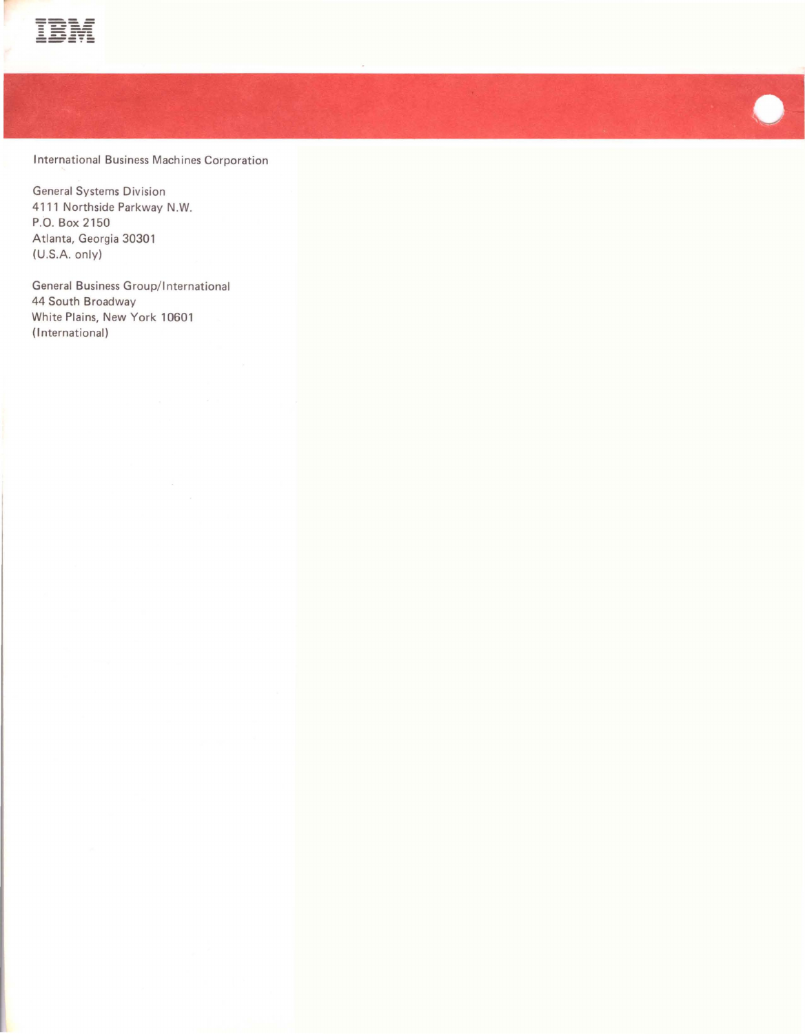IBM

International Business Machines Corporation

General Systems Division
4111 Northside Parkway N.W.
P.O. Box 2150
Atlanta, Georgia 30301
(U.S.A. only)

General Business Group/International
44 South Broadway
White Plains, New York 10601
(International)